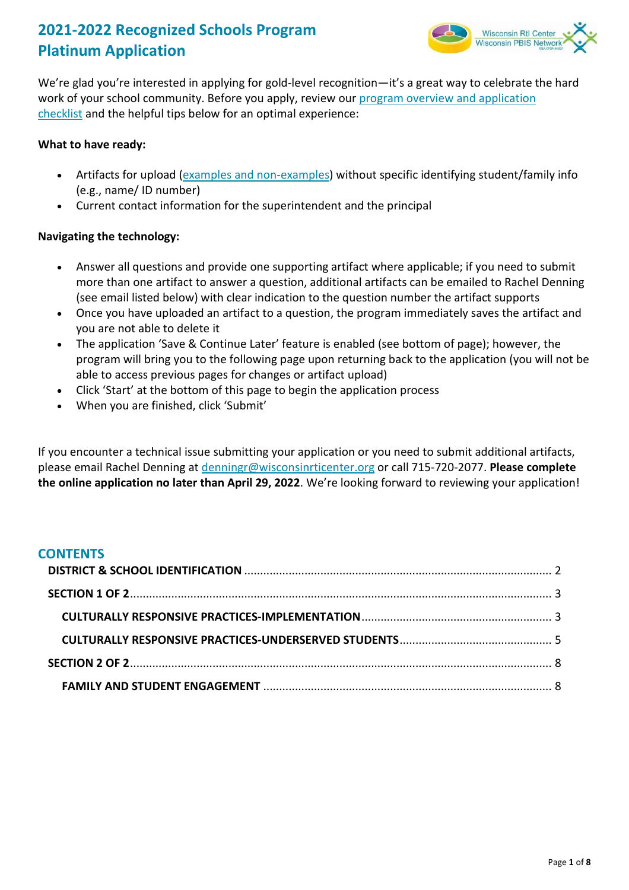# 2021-2022 Recognized Schools Program Platinum Application

We're glad you're interested in applying for gold-level recognition—it's a great way to celebrate the hard work of your school community. Before you apply, review our [program overview and application checklist]() and the helpful tips below for an optimal experience:

**What to have ready:**

- Artifacts for upload ([examples and non-examples]()) without specific identifying student/family info (e.g., name/ ID number)
- Current contact information for the superintendent and the principal

**Navigating the technology:**

- Answer all questions and provide one supporting artifact where applicable; if you need to submit more than one artifact to answer a question, additional artifacts can be emailed to Rachel Denning (see email listed below) with clear indication to the question number the artifact supports
- Once you have uploaded an artifact to a question, the program immediately saves the artifact and you are not able to delete it
- The application 'Save & Continue Later' feature is enabled (see bottom of page); however, the program will bring you to the following page upon returning back to the application (you will not be able to access previous pages for changes or artifact upload)
- Click 'Start' at the bottom of this page to begin the application process
- When you are finished, click 'Submit'

If you encounter a technical issue submitting your application or you need to submit additional artifacts, please email Rachel Denning at [denningr@wisconsinrticenter.org](mailto:denningr@wisconsinrticenter.org) or call 715-720-2077. **Please complete the online application no later than April 29, 2022**. We're looking forward to reviewing your application!

## CONTENTS

**DISTRICT & SCHOOL IDENTIFICATION** ........ 2

**SECTION 1 OF 2** ........ 3

- **CULTURALLY RESPONSIVE PRACTICES-IMPLEMENTATION** ........ 3
- **CULTURALLY RESPONSIVE PRACTICES-UNDERSERVED STUDENTS** ........ 5

**SECTION 2 OF 2** ........ 8

- **FAMILY AND STUDENT ENGAGEMENT** ........ 8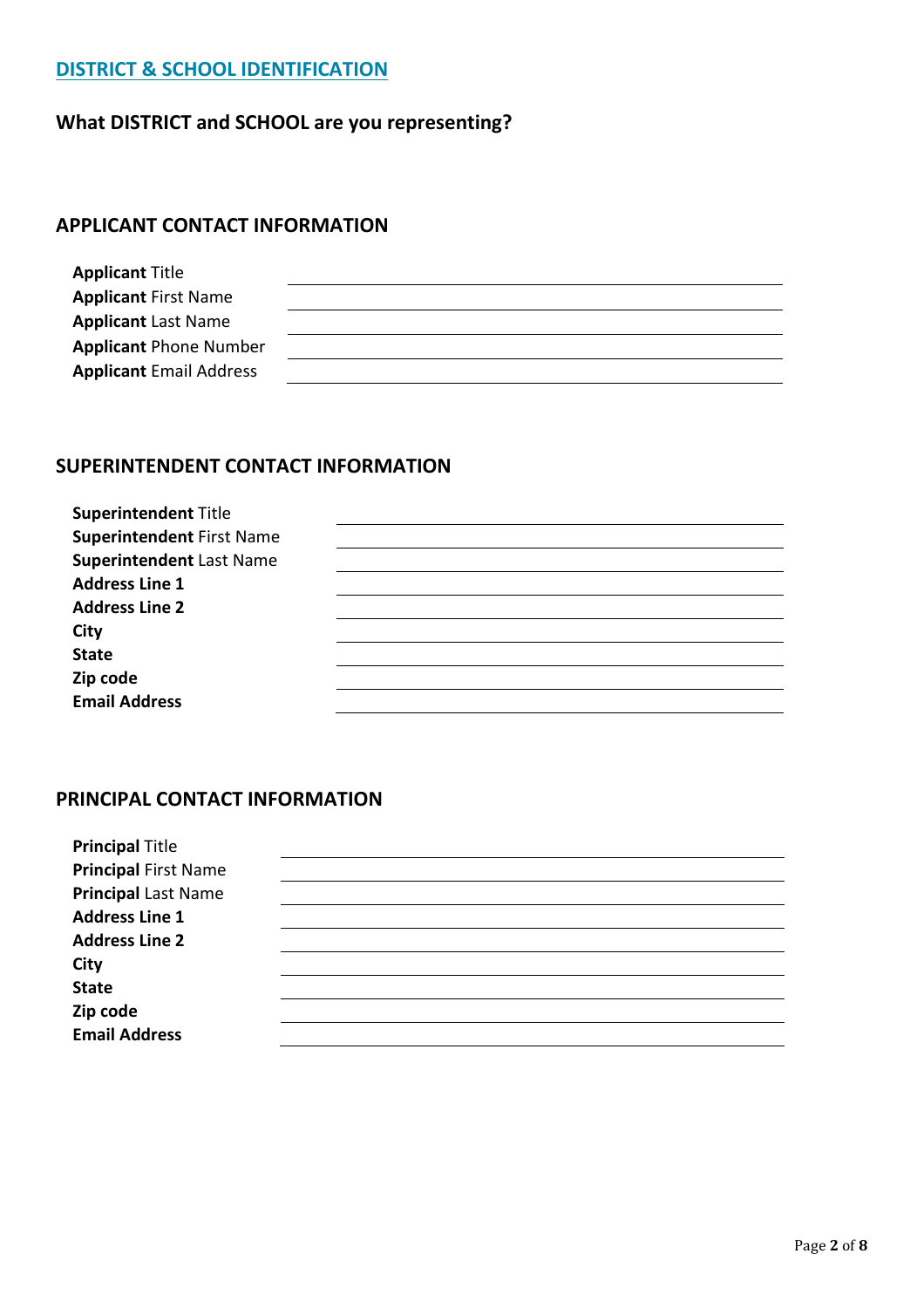## DISTRICT & SCHOOL IDENTIFICATION

### What DISTRICT and SCHOOL are you representing?

### APPLICANT CONTACT INFORMATION

**Applicant** Title ______________________________

**Applicant** First Name ______________________________

**Applicant** Last Name ______________________________

**Applicant** Phone Number ______________________________

**Applicant** Email Address ______________________________

### SUPERINTENDENT CONTACT INFORMATION

**Superintendent** Title ______________________________

**Superintendent** First Name ______________________________

**Superintendent** Last Name ______________________________

**Address Line 1** ______________________________

**Address Line 2** ______________________________

**City** ______________________________

**State** ______________________________

**Zip code** ______________________________

**Email Address** ______________________________

### PRINCIPAL CONTACT INFORMATION

**Principal** Title ______________________________

**Principal** First Name ______________________________

**Principal** Last Name ______________________________

**Address Line 1** ______________________________

**Address Line 2** ______________________________

**City** ______________________________

**State** ______________________________

**Zip code** ______________________________

**Email Address** ______________________________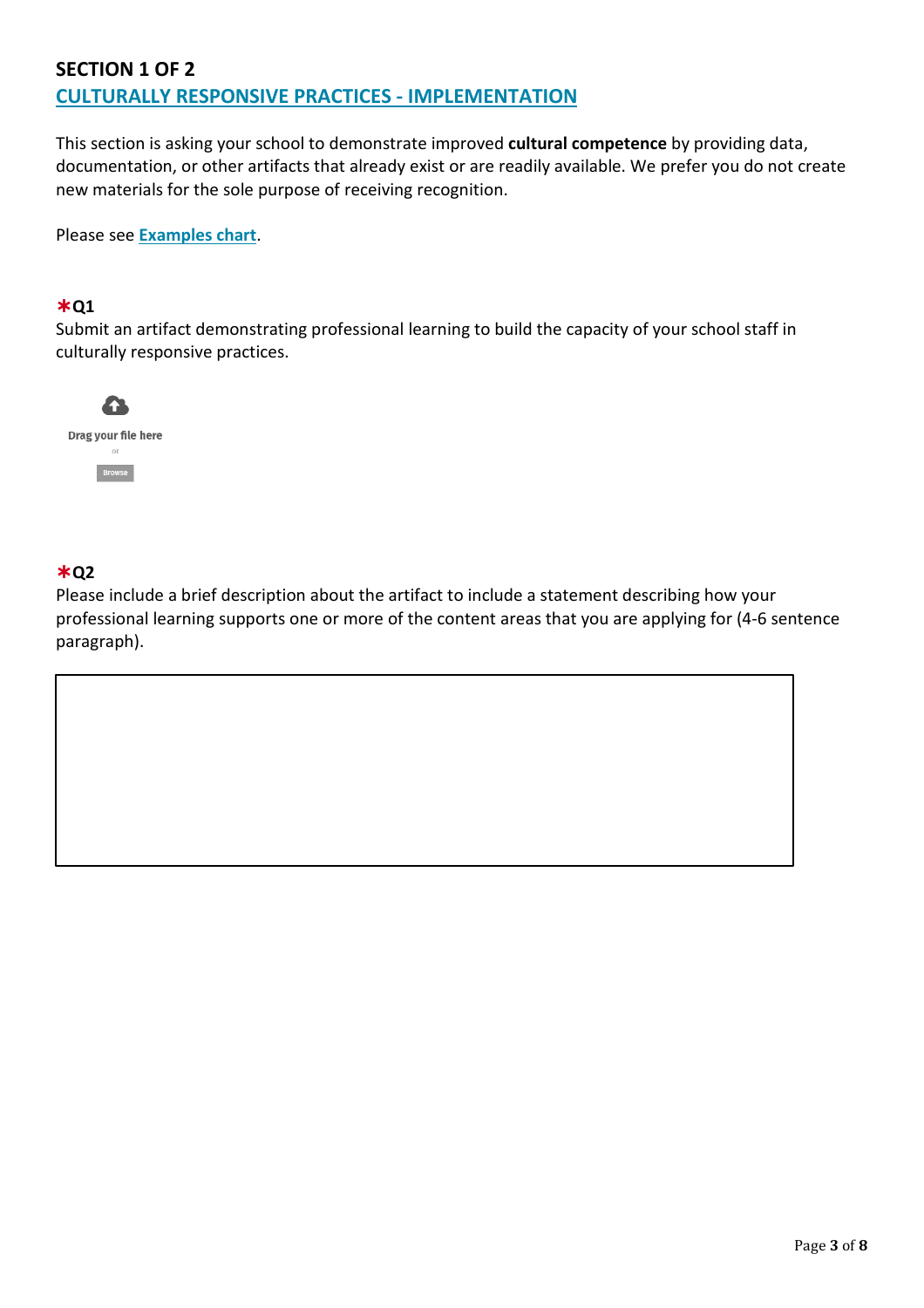## SECTION 1 OF 2

## CULTURALLY RESPONSIVE PRACTICES - IMPLEMENTATION

This section is asking your school to demonstrate improved **cultural competence** by providing data, documentation, or other artifacts that already exist or are readily available. We prefer you do not create new materials for the sole purpose of receiving recognition.

Please see **Examples chart**.

**\*Q1**

Submit an artifact demonstrating professional learning to build the capacity of your school staff in culturally responsive practices.

Drag your file here

or

Browse

**\*Q2**

Please include a brief description about the artifact to include a statement describing how your professional learning supports one or more of the content areas that you are applying for (4-6 sentence paragraph).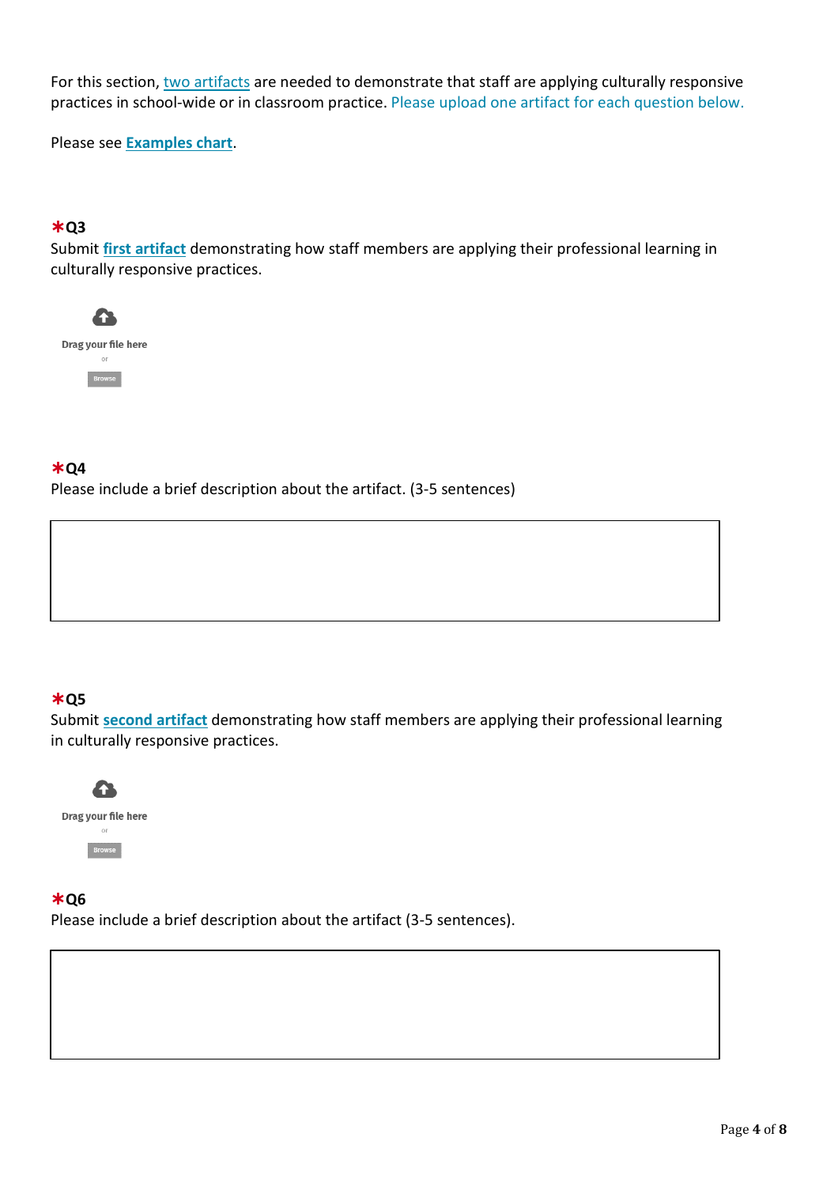For this section, two artifacts are needed to demonstrate that staff are applying culturally responsive practices in school-wide or in classroom practice. Please upload one artifact for each question below.

Please see **Examples chart**.

**\*Q3**
Submit **first artifact** demonstrating how staff members are applying their professional learning in culturally responsive practices.

Drag your file here

or

Browse

**\*Q4**
Please include a brief description about the artifact. (3-5 sentences)

**\*Q5**
Submit **second artifact** demonstrating how staff members are applying their professional learning in culturally responsive practices.

Drag your file here

or

Browse

**\*Q6**
Please include a brief description about the artifact (3-5 sentences).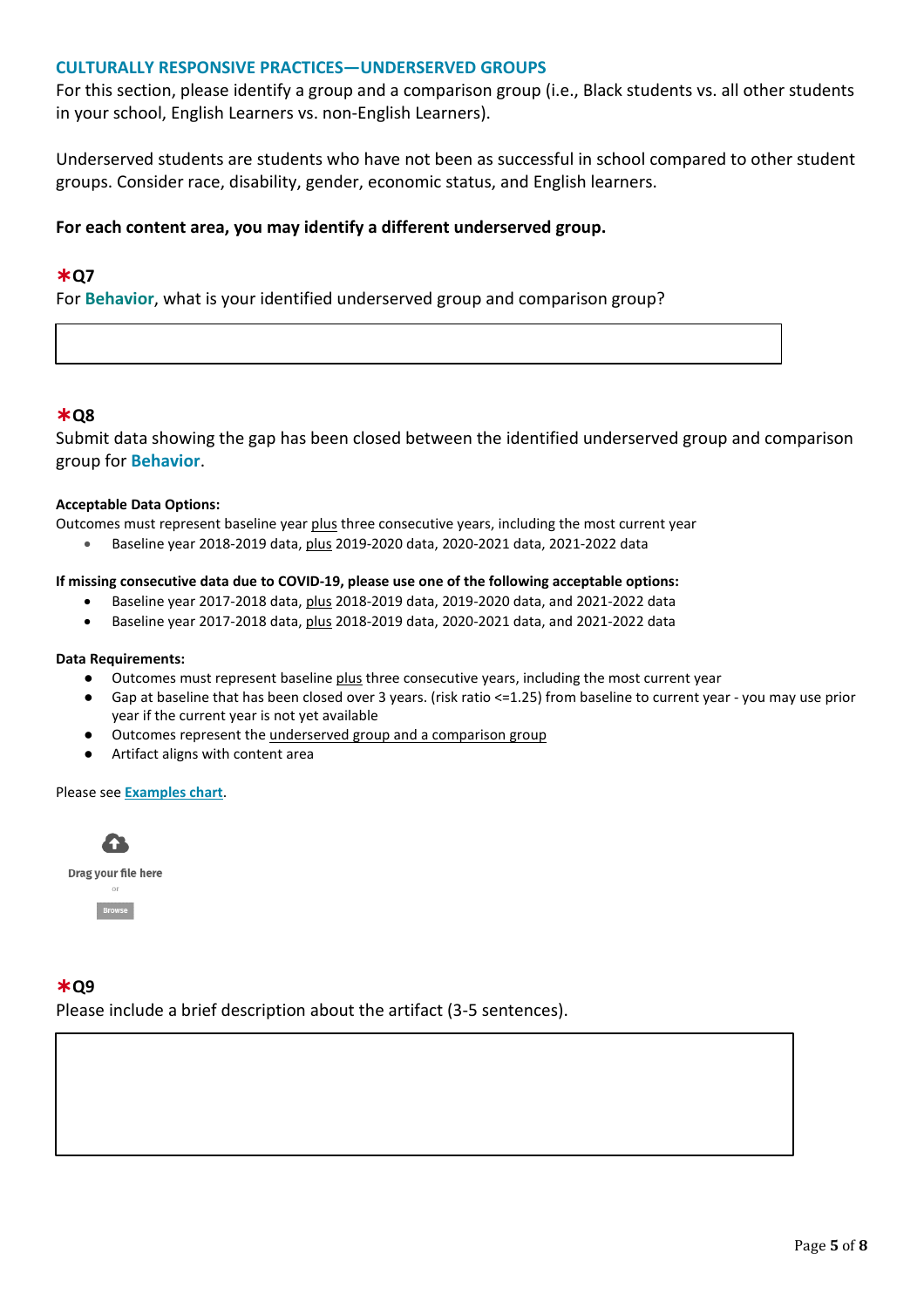## CULTURALLY RESPONSIVE PRACTICES—UNDERSERVED GROUPS

For this section, please identify a group and a comparison group (i.e., Black students vs. all other students in your school, English Learners vs. non-English Learners).

Underserved students are students who have not been as successful in school compared to other student groups. Consider race, disability, gender, economic status, and English learners.

**For each content area, you may identify a different underserved group.**

### *Q7

For **Behavior**, what is your identified underserved group and comparison group?

### *Q8

Submit data showing the gap has been closed between the identified underserved group and comparison group for **Behavior**.

**Acceptable Data Options:**

Outcomes must represent baseline year plus three consecutive years, including the most current year

- Baseline year 2018-2019 data, plus 2019-2020 data, 2020-2021 data, 2021-2022 data

**If missing consecutive data due to COVID-19, please use one of the following acceptable options:**

- Baseline year 2017-2018 data, plus 2018-2019 data, 2019-2020 data, and 2021-2022 data
- Baseline year 2017-2018 data, plus 2018-2019 data, 2020-2021 data, and 2021-2022 data

**Data Requirements:**

- Outcomes must represent baseline plus three consecutive years, including the most current year
- Gap at baseline that has been closed over 3 years. (risk ratio <=1.25) from baseline to current year - you may use prior year if the current year is not yet available
- Outcomes represent the underserved group and a comparison group
- Artifact aligns with content area

Please see Examples chart.

Drag your file here

or

Browse

### *Q9

Please include a brief description about the artifact (3-5 sentences).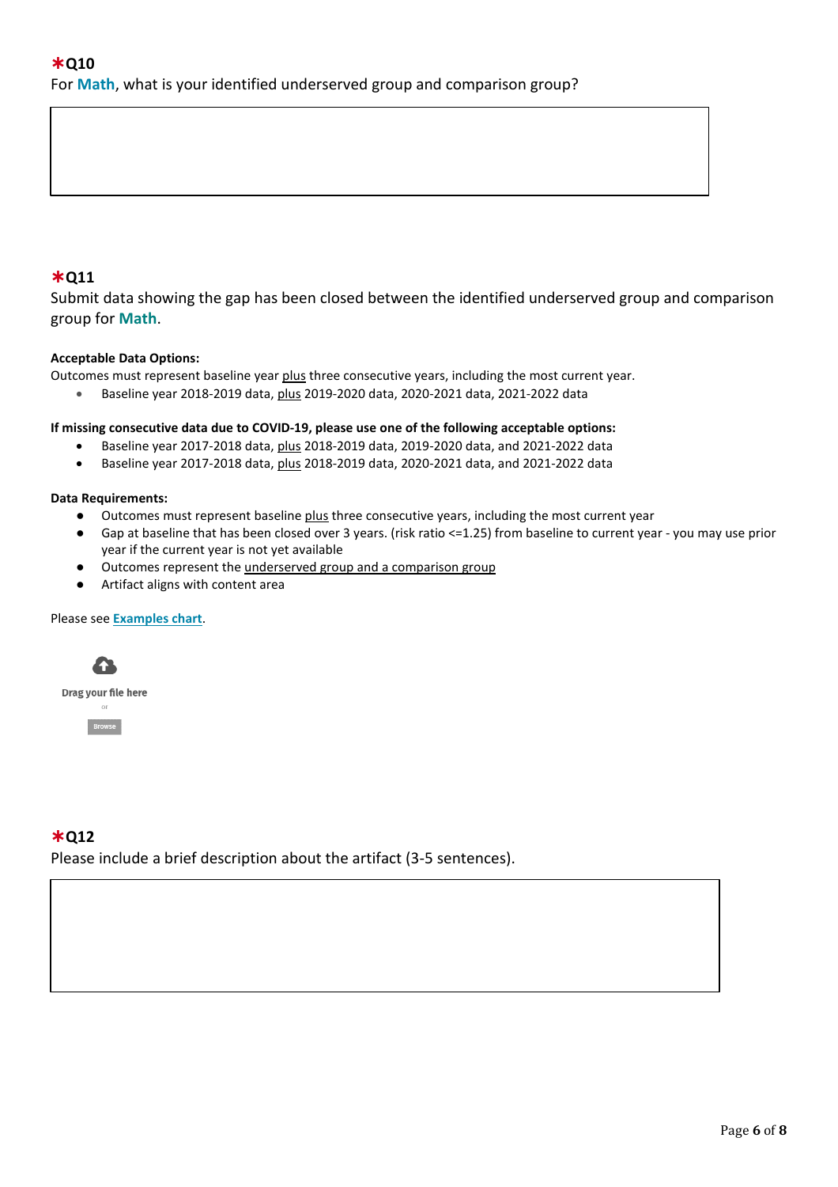**\*Q10**

For **Math**, what is your identified underserved group and comparison group?

**\*Q11**

Submit data showing the gap has been closed between the identified underserved group and comparison group for **Math**.

**Acceptable Data Options:**

Outcomes must represent baseline year plus three consecutive years, including the most current year.

- Baseline year 2018-2019 data, plus 2019-2020 data, 2020-2021 data, 2021-2022 data

**If missing consecutive data due to COVID-19, please use one of the following acceptable options:**

- Baseline year 2017-2018 data, plus 2018-2019 data, 2019-2020 data, and 2021-2022 data
- Baseline year 2017-2018 data, plus 2018-2019 data, 2020-2021 data, and 2021-2022 data

**Data Requirements:**

- Outcomes must represent baseline plus three consecutive years, including the most current year
- Gap at baseline that has been closed over 3 years. (risk ratio <=1.25) from baseline to current year - you may use prior year if the current year is not yet available
- Outcomes represent the underserved group and a comparison group
- Artifact aligns with content area

Please see **Examples chart**.

Drag your file here

or

Browse

**\*Q12**

Please include a brief description about the artifact (3-5 sentences).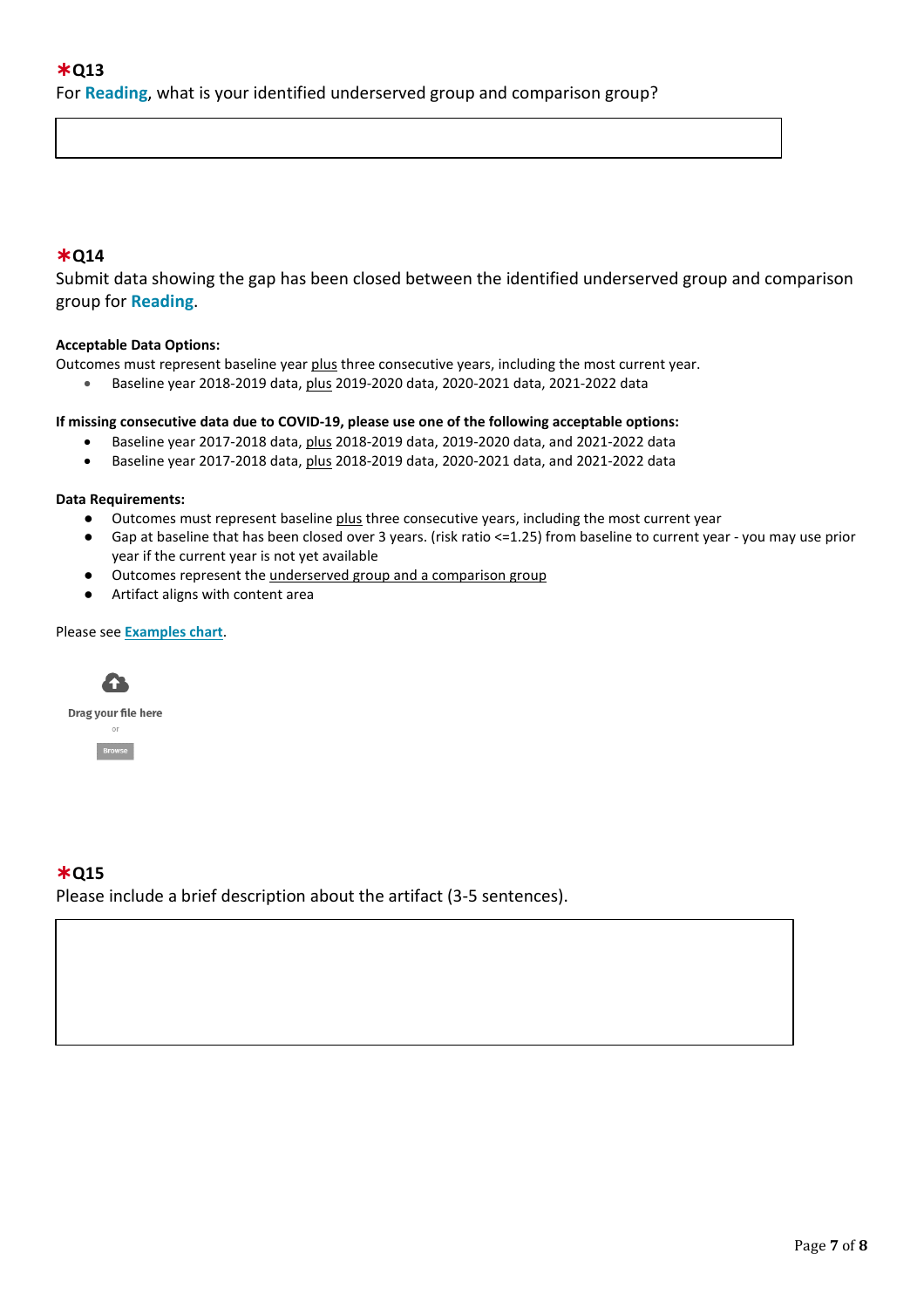**✱Q13**

For **Reading**, what is your identified underserved group and comparison group?

**✱Q14**

Submit data showing the gap has been closed between the identified underserved group and comparison group for **Reading**.

**Acceptable Data Options:**

Outcomes must represent baseline year plus three consecutive years, including the most current year.

- Baseline year 2018-2019 data, plus 2019-2020 data, 2020-2021 data, 2021-2022 data

**If missing consecutive data due to COVID-19, please use one of the following acceptable options:**

- Baseline year 2017-2018 data, plus 2018-2019 data, 2019-2020 data, and 2021-2022 data
- Baseline year 2017-2018 data, plus 2018-2019 data, 2020-2021 data, and 2021-2022 data

**Data Requirements:**

- Outcomes must represent baseline plus three consecutive years, including the most current year
- Gap at baseline that has been closed over 3 years. (risk ratio <=1.25) from baseline to current year - you may use prior year if the current year is not yet available
- Outcomes represent the underserved group and a comparison group
- Artifact aligns with content area

Please see **Examples chart**.

Drag your file here

or

Browse

**✱Q15**

Please include a brief description about the artifact (3-5 sentences).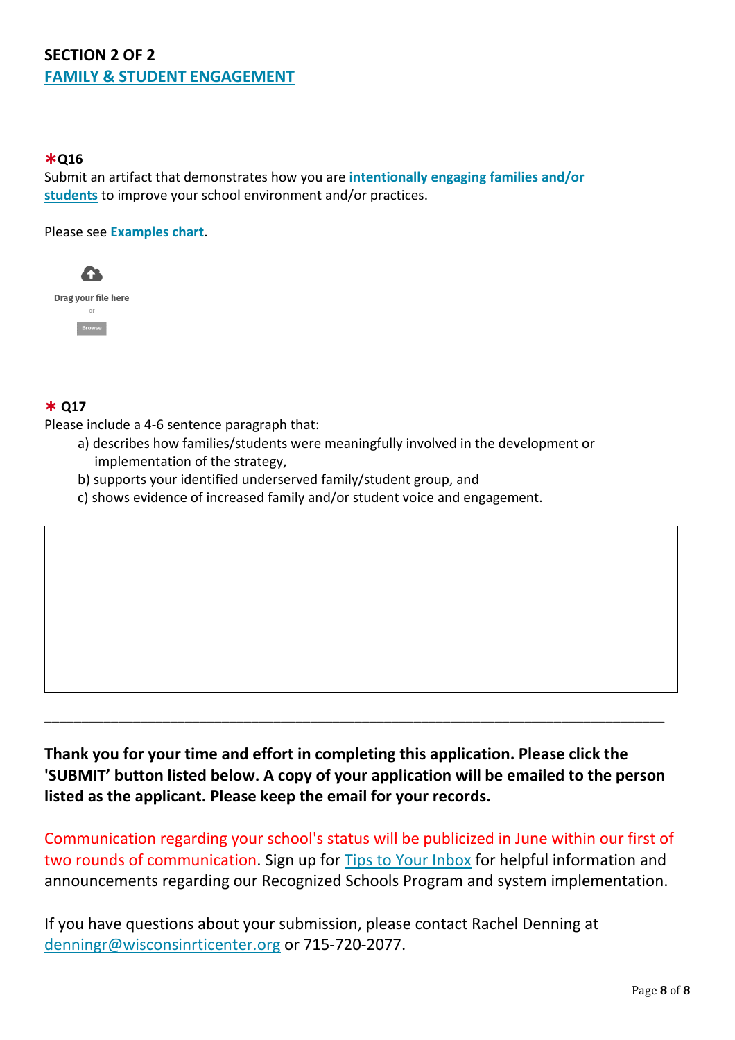## SECTION 2 OF 2
## FAMILY & STUDENT ENGAGEMENT

**\*Q16**

Submit an artifact that demonstrates how you are **intentionally engaging families and/or students** to improve your school environment and/or practices.

Please see **Examples chart**.

Drag your file here

or

Browse

**\* Q17**

Please include a 4-6 sentence paragraph that:

a) describes how families/students were meaningfully involved in the development or implementation of the strategy,

b) supports your identified underserved family/student group, and

c) shows evidence of increased family and/or student voice and engagement.

---

**Thank you for your time and effort in completing this application. Please click the 'SUBMIT' button listed below. A copy of your application will be emailed to the person listed as the applicant. Please keep the email for your records.**

Communication regarding your school's status will be publicized in June within our first of two rounds of communication. Sign up for Tips to Your Inbox for helpful information and announcements regarding our Recognized Schools Program and system implementation.

If you have questions about your submission, please contact Rachel Denning at denningr@wisconsinrticenter.org or 715-720-2077.